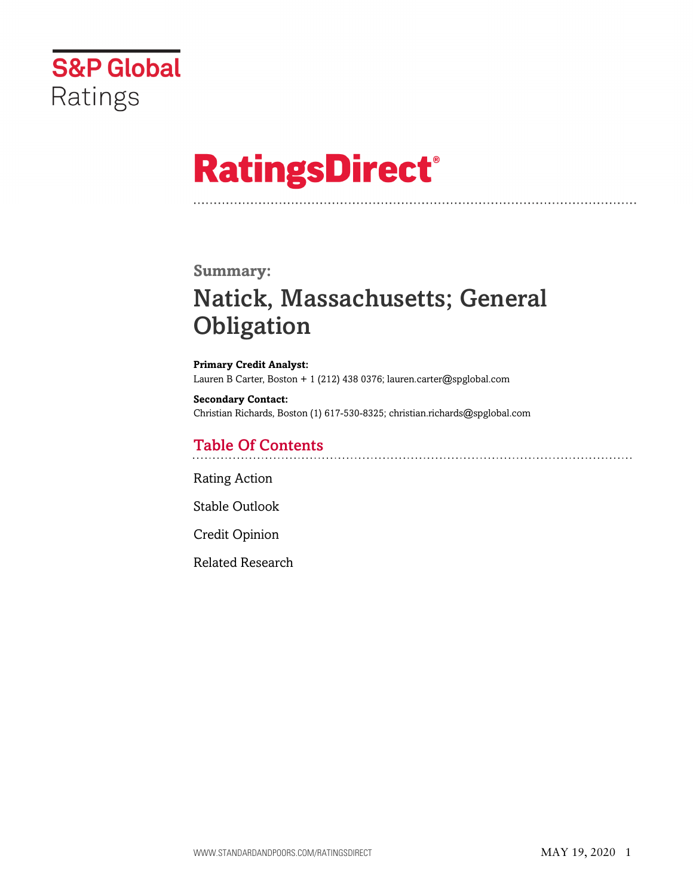S&P Global Ratings

# RatingsDirect®

## Summary:

# Natick, Massachusetts; General Obligation

**Primary Credit Analyst:**
Lauren B Carter, Boston + 1 (212) 438 0376; lauren.carter@spglobal.com

**Secondary Contact:**
Christian Richards, Boston (1) 617-530-8325; christian.richards@spglobal.com

## Table Of Contents

Rating Action

Stable Outlook

Credit Opinion

Related Research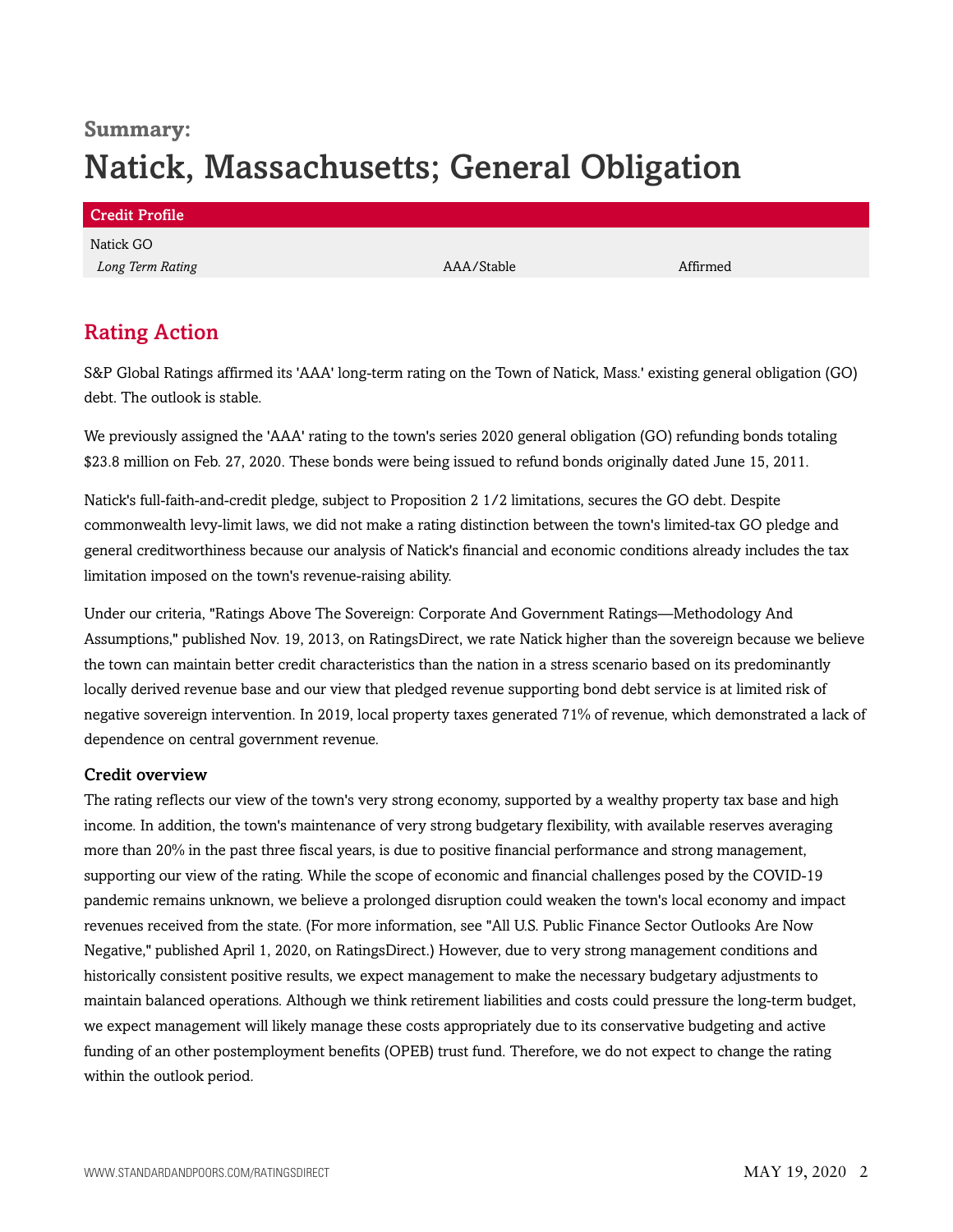**Summary:**

# Natick, Massachusetts; General Obligation

| Credit Profile | | |
|---|---|---|
| Natick GO | | |
| *Long Term Rating* | AAA/Stable | Affirmed |

## Rating Action

S&P Global Ratings affirmed its 'AAA' long-term rating on the Town of Natick, Mass.' existing general obligation (GO) debt. The outlook is stable.

We previously assigned the 'AAA' rating to the town's series 2020 general obligation (GO) refunding bonds totaling $23.8 million on Feb. 27, 2020. These bonds were being issued to refund bonds originally dated June 15, 2011.

Natick's full-faith-and-credit pledge, subject to Proposition 2 1/2 limitations, secures the GO debt. Despite commonwealth levy-limit laws, we did not make a rating distinction between the town's limited-tax GO pledge and general creditworthiness because our analysis of Natick's financial and economic conditions already includes the tax limitation imposed on the town's revenue-raising ability.

Under our criteria, "Ratings Above The Sovereign: Corporate And Government Ratings—Methodology And Assumptions," published Nov. 19, 2013, on RatingsDirect, we rate Natick higher than the sovereign because we believe the town can maintain better credit characteristics than the nation in a stress scenario based on its predominantly locally derived revenue base and our view that pledged revenue supporting bond debt service is at limited risk of negative sovereign intervention. In 2019, local property taxes generated 71% of revenue, which demonstrated a lack of dependence on central government revenue.

### Credit overview

The rating reflects our view of the town's very strong economy, supported by a wealthy property tax base and high income. In addition, the town's maintenance of very strong budgetary flexibility, with available reserves averaging more than 20% in the past three fiscal years, is due to positive financial performance and strong management, supporting our view of the rating. While the scope of economic and financial challenges posed by the COVID-19 pandemic remains unknown, we believe a prolonged disruption could weaken the town's local economy and impact revenues received from the state. (For more information, see "All U.S. Public Finance Sector Outlooks Are Now Negative," published April 1, 2020, on RatingsDirect.) However, due to very strong management conditions and historically consistent positive results, we expect management to make the necessary budgetary adjustments to maintain balanced operations. Although we think retirement liabilities and costs could pressure the long-term budget, we expect management will likely manage these costs appropriately due to its conservative budgeting and active funding of an other postemployment benefits (OPEB) trust fund. Therefore, we do not expect to change the rating within the outlook period.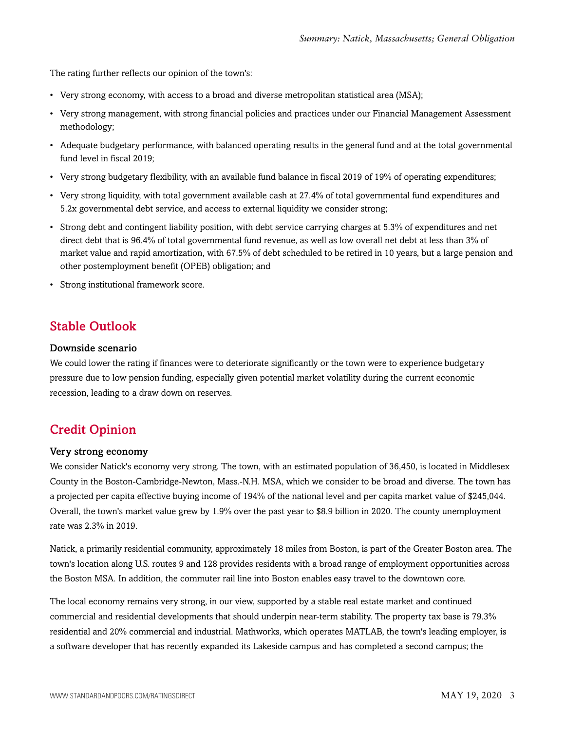The rating further reflects our opinion of the town's:

- Very strong economy, with access to a broad and diverse metropolitan statistical area (MSA);
- Very strong management, with strong financial policies and practices under our Financial Management Assessment methodology;
- Adequate budgetary performance, with balanced operating results in the general fund and at the total governmental fund level in fiscal 2019;
- Very strong budgetary flexibility, with an available fund balance in fiscal 2019 of 19% of operating expenditures;
- Very strong liquidity, with total government available cash at 27.4% of total governmental fund expenditures and 5.2x governmental debt service, and access to external liquidity we consider strong;
- Strong debt and contingent liability position, with debt service carrying charges at 5.3% of expenditures and net direct debt that is 96.4% of total governmental fund revenue, as well as low overall net debt at less than 3% of market value and rapid amortization, with 67.5% of debt scheduled to be retired in 10 years, but a large pension and other postemployment benefit (OPEB) obligation; and
- Strong institutional framework score.

## Stable Outlook

### Downside scenario

We could lower the rating if finances were to deteriorate significantly or the town were to experience budgetary pressure due to low pension funding, especially given potential market volatility during the current economic recession, leading to a draw down on reserves.

## Credit Opinion

### Very strong economy

We consider Natick's economy very strong. The town, with an estimated population of 36,450, is located in Middlesex County in the Boston-Cambridge-Newton, Mass.-N.H. MSA, which we consider to be broad and diverse. The town has a projected per capita effective buying income of 194% of the national level and per capita market value of $245,044. Overall, the town's market value grew by 1.9% over the past year to $8.9 billion in 2020. The county unemployment rate was 2.3% in 2019.

Natick, a primarily residential community, approximately 18 miles from Boston, is part of the Greater Boston area. The town's location along U.S. routes 9 and 128 provides residents with a broad range of employment opportunities across the Boston MSA. In addition, the commuter rail line into Boston enables easy travel to the downtown core.

The local economy remains very strong, in our view, supported by a stable real estate market and continued commercial and residential developments that should underpin near-term stability. The property tax base is 79.3% residential and 20% commercial and industrial. Mathworks, which operates MATLAB, the town's leading employer, is a software developer that has recently expanded its Lakeside campus and has completed a second campus; the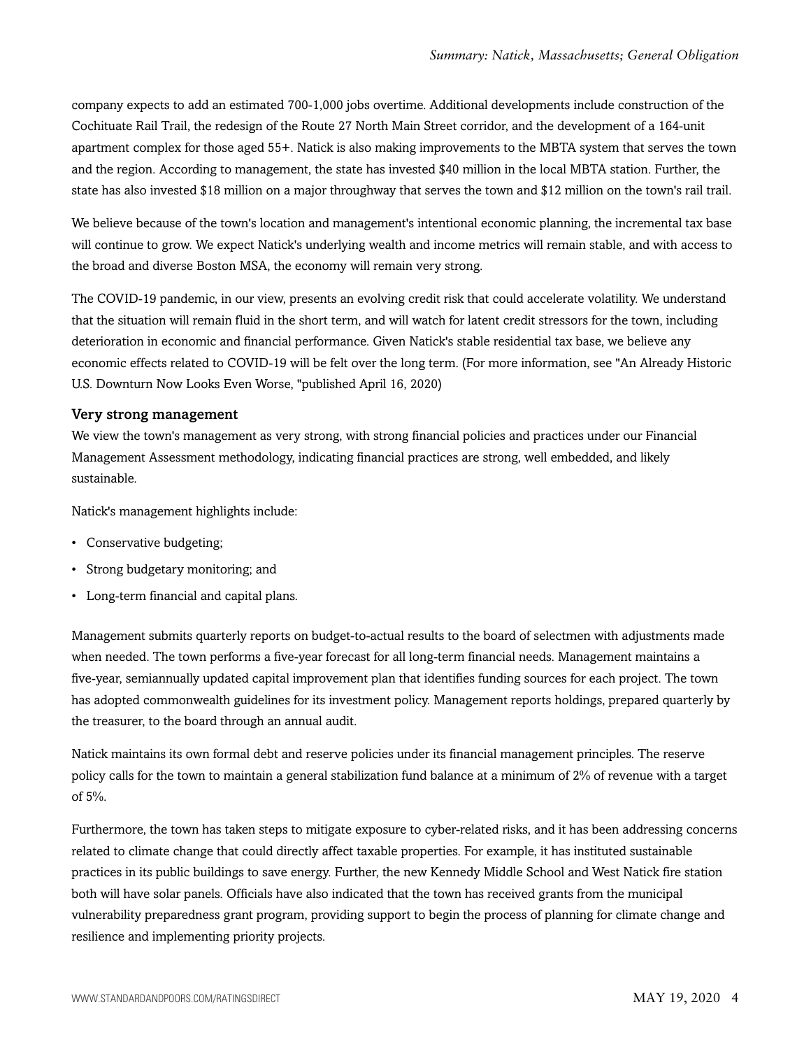company expects to add an estimated 700-1,000 jobs overtime. Additional developments include construction of the Cochituate Rail Trail, the redesign of the Route 27 North Main Street corridor, and the development of a 164-unit apartment complex for those aged 55+. Natick is also making improvements to the MBTA system that serves the town and the region. According to management, the state has invested $40 million in the local MBTA station. Further, the state has also invested $18 million on a major throughway that serves the town and $12 million on the town's rail trail.

We believe because of the town's location and management's intentional economic planning, the incremental tax base will continue to grow. We expect Natick's underlying wealth and income metrics will remain stable, and with access to the broad and diverse Boston MSA, the economy will remain very strong.

The COVID-19 pandemic, in our view, presents an evolving credit risk that could accelerate volatility. We understand that the situation will remain fluid in the short term, and will watch for latent credit stressors for the town, including deterioration in economic and financial performance. Given Natick's stable residential tax base, we believe any economic effects related to COVID-19 will be felt over the long term. (For more information, see "An Already Historic U.S. Downturn Now Looks Even Worse, "published April 16, 2020)

### Very strong management

We view the town's management as very strong, with strong financial policies and practices under our Financial Management Assessment methodology, indicating financial practices are strong, well embedded, and likely sustainable.

Natick's management highlights include:

- Conservative budgeting;
- Strong budgetary monitoring; and
- Long-term financial and capital plans.

Management submits quarterly reports on budget-to-actual results to the board of selectmen with adjustments made when needed. The town performs a five-year forecast for all long-term financial needs. Management maintains a five-year, semiannually updated capital improvement plan that identifies funding sources for each project. The town has adopted commonwealth guidelines for its investment policy. Management reports holdings, prepared quarterly by the treasurer, to the board through an annual audit.

Natick maintains its own formal debt and reserve policies under its financial management principles. The reserve policy calls for the town to maintain a general stabilization fund balance at a minimum of 2% of revenue with a target of 5%.

Furthermore, the town has taken steps to mitigate exposure to cyber-related risks, and it has been addressing concerns related to climate change that could directly affect taxable properties. For example, it has instituted sustainable practices in its public buildings to save energy. Further, the new Kennedy Middle School and West Natick fire station both will have solar panels. Officials have also indicated that the town has received grants from the municipal vulnerability preparedness grant program, providing support to begin the process of planning for climate change and resilience and implementing priority projects.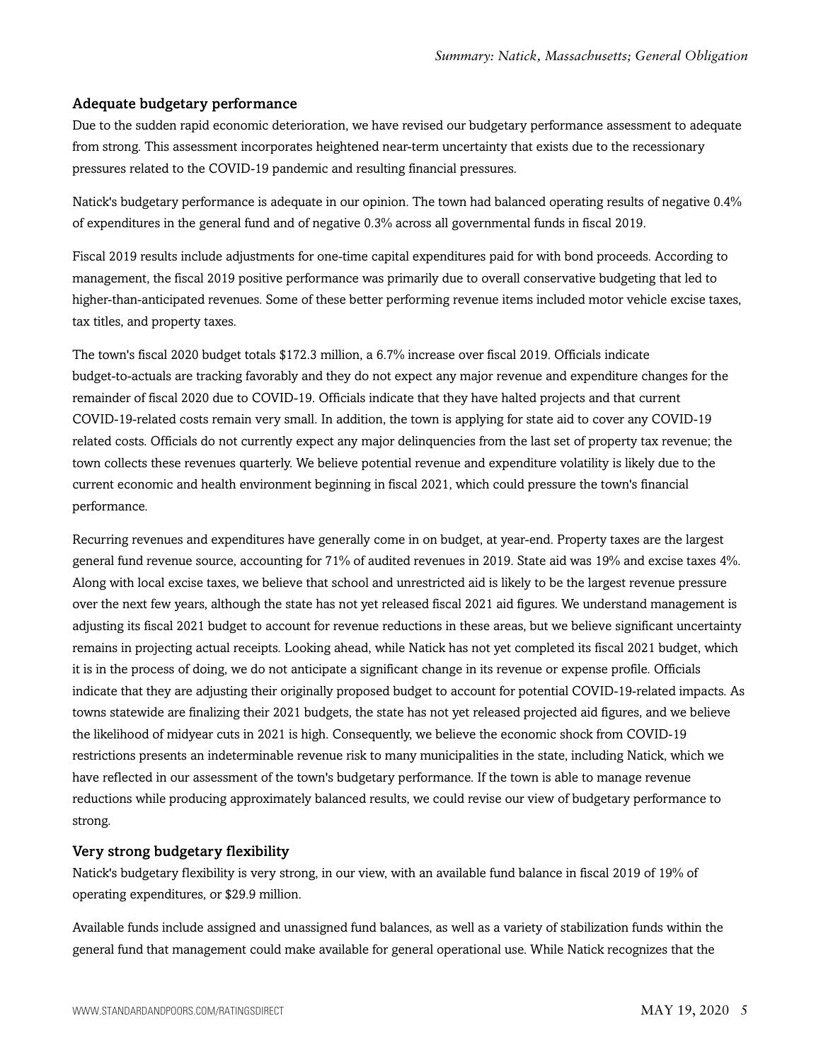### Adequate budgetary performance

Due to the sudden rapid economic deterioration, we have revised our budgetary performance assessment to adequate from strong. This assessment incorporates heightened near-term uncertainty that exists due to the recessionary pressures related to the COVID-19 pandemic and resulting financial pressures.

Natick's budgetary performance is adequate in our opinion. The town had balanced operating results of negative 0.4% of expenditures in the general fund and of negative 0.3% across all governmental funds in fiscal 2019.

Fiscal 2019 results include adjustments for one-time capital expenditures paid for with bond proceeds. According to management, the fiscal 2019 positive performance was primarily due to overall conservative budgeting that led to higher-than-anticipated revenues. Some of these better performing revenue items included motor vehicle excise taxes, tax titles, and property taxes.

The town's fiscal 2020 budget totals $172.3 million, a 6.7% increase over fiscal 2019. Officials indicate budget-to-actuals are tracking favorably and they do not expect any major revenue and expenditure changes for the remainder of fiscal 2020 due to COVID-19. Officials indicate that they have halted projects and that current COVID-19-related costs remain very small. In addition, the town is applying for state aid to cover any COVID-19 related costs. Officials do not currently expect any major delinquencies from the last set of property tax revenue; the town collects these revenues quarterly. We believe potential revenue and expenditure volatility is likely due to the current economic and health environment beginning in fiscal 2021, which could pressure the town's financial performance.

Recurring revenues and expenditures have generally come in on budget, at year-end. Property taxes are the largest general fund revenue source, accounting for 71% of audited revenues in 2019. State aid was 19% and excise taxes 4%. Along with local excise taxes, we believe that school and unrestricted aid is likely to be the largest revenue pressure over the next few years, although the state has not yet released fiscal 2021 aid figures. We understand management is adjusting its fiscal 2021 budget to account for revenue reductions in these areas, but we believe significant uncertainty remains in projecting actual receipts. Looking ahead, while Natick has not yet completed its fiscal 2021 budget, which it is in the process of doing, we do not anticipate a significant change in its revenue or expense profile. Officials indicate that they are adjusting their originally proposed budget to account for potential COVID-19-related impacts. As towns statewide are finalizing their 2021 budgets, the state has not yet released projected aid figures, and we believe the likelihood of midyear cuts in 2021 is high. Consequently, we believe the economic shock from COVID-19 restrictions presents an indeterminable revenue risk to many municipalities in the state, including Natick, which we have reflected in our assessment of the town's budgetary performance. If the town is able to manage revenue reductions while producing approximately balanced results, we could revise our view of budgetary performance to strong.

### Very strong budgetary flexibility

Natick's budgetary flexibility is very strong, in our view, with an available fund balance in fiscal 2019 of 19% of operating expenditures, or $29.9 million.

Available funds include assigned and unassigned fund balances, as well as a variety of stabilization funds within the general fund that management could make available for general operational use. While Natick recognizes that the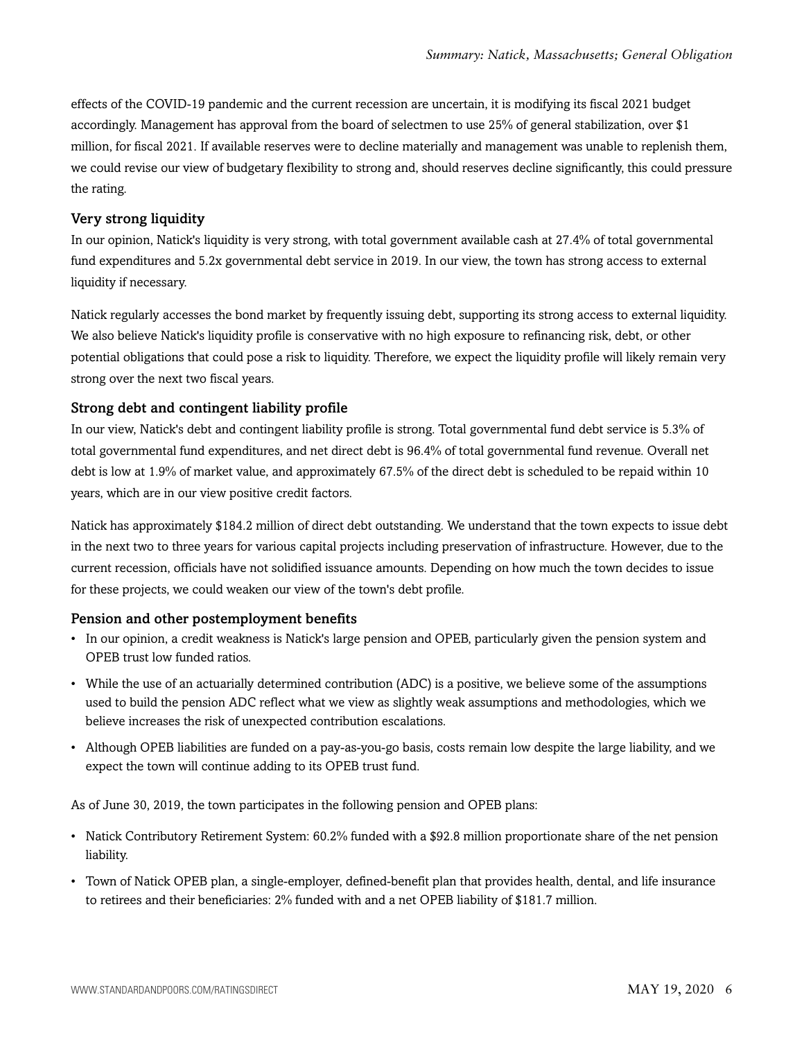effects of the COVID-19 pandemic and the current recession are uncertain, it is modifying its fiscal 2021 budget accordingly. Management has approval from the board of selectmen to use 25% of general stabilization, over $1 million, for fiscal 2021. If available reserves were to decline materially and management was unable to replenish them, we could revise our view of budgetary flexibility to strong and, should reserves decline significantly, this could pressure the rating.

### Very strong liquidity

In our opinion, Natick's liquidity is very strong, with total government available cash at 27.4% of total governmental fund expenditures and 5.2x governmental debt service in 2019. In our view, the town has strong access to external liquidity if necessary.

Natick regularly accesses the bond market by frequently issuing debt, supporting its strong access to external liquidity. We also believe Natick's liquidity profile is conservative with no high exposure to refinancing risk, debt, or other potential obligations that could pose a risk to liquidity. Therefore, we expect the liquidity profile will likely remain very strong over the next two fiscal years.

### Strong debt and contingent liability profile

In our view, Natick's debt and contingent liability profile is strong. Total governmental fund debt service is 5.3% of total governmental fund expenditures, and net direct debt is 96.4% of total governmental fund revenue. Overall net debt is low at 1.9% of market value, and approximately 67.5% of the direct debt is scheduled to be repaid within 10 years, which are in our view positive credit factors.

Natick has approximately $184.2 million of direct debt outstanding. We understand that the town expects to issue debt in the next two to three years for various capital projects including preservation of infrastructure. However, due to the current recession, officials have not solidified issuance amounts. Depending on how much the town decides to issue for these projects, we could weaken our view of the town's debt profile.

### Pension and other postemployment benefits

- In our opinion, a credit weakness is Natick's large pension and OPEB, particularly given the pension system and OPEB trust low funded ratios.
- While the use of an actuarially determined contribution (ADC) is a positive, we believe some of the assumptions used to build the pension ADC reflect what we view as slightly weak assumptions and methodologies, which we believe increases the risk of unexpected contribution escalations.
- Although OPEB liabilities are funded on a pay-as-you-go basis, costs remain low despite the large liability, and we expect the town will continue adding to its OPEB trust fund.

As of June 30, 2019, the town participates in the following pension and OPEB plans:

- Natick Contributory Retirement System: 60.2% funded with a $92.8 million proportionate share of the net pension liability.
- Town of Natick OPEB plan, a single-employer, defined-benefit plan that provides health, dental, and life insurance to retirees and their beneficiaries: 2% funded with and a net OPEB liability of $181.7 million.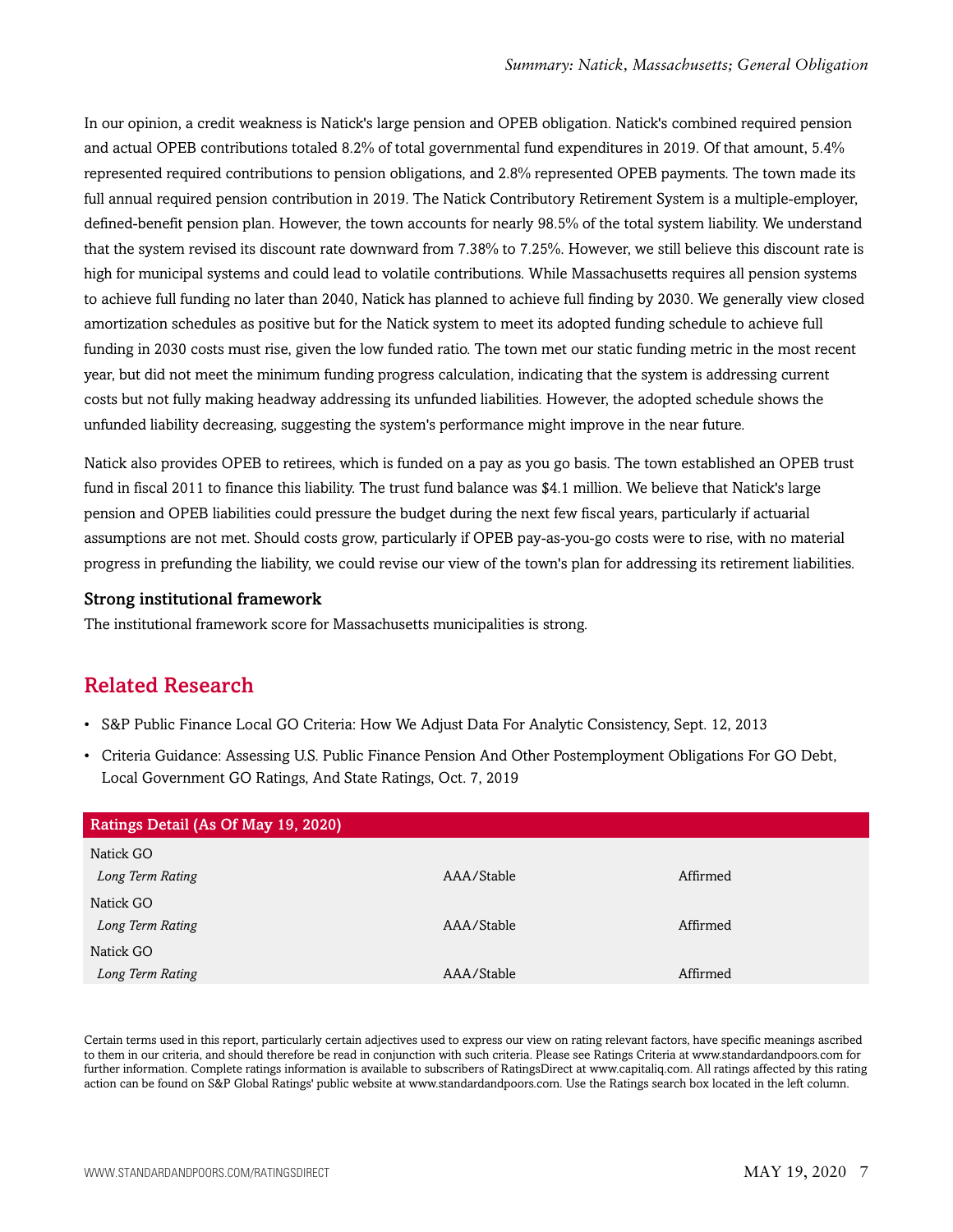In our opinion, a credit weakness is Natick's large pension and OPEB obligation. Natick's combined required pension and actual OPEB contributions totaled 8.2% of total governmental fund expenditures in 2019. Of that amount, 5.4% represented required contributions to pension obligations, and 2.8% represented OPEB payments. The town made its full annual required pension contribution in 2019. The Natick Contributory Retirement System is a multiple-employer, defined-benefit pension plan. However, the town accounts for nearly 98.5% of the total system liability. We understand that the system revised its discount rate downward from 7.38% to 7.25%. However, we still believe this discount rate is high for municipal systems and could lead to volatile contributions. While Massachusetts requires all pension systems to achieve full funding no later than 2040, Natick has planned to achieve full finding by 2030. We generally view closed amortization schedules as positive but for the Natick system to meet its adopted funding schedule to achieve full funding in 2030 costs must rise, given the low funded ratio. The town met our static funding metric in the most recent year, but did not meet the minimum funding progress calculation, indicating that the system is addressing current costs but not fully making headway addressing its unfunded liabilities. However, the adopted schedule shows the unfunded liability decreasing, suggesting the system's performance might improve in the near future.

Natick also provides OPEB to retirees, which is funded on a pay as you go basis. The town established an OPEB trust fund in fiscal 2011 to finance this liability. The trust fund balance was $4.1 million. We believe that Natick's large pension and OPEB liabilities could pressure the budget during the next few fiscal years, particularly if actuarial assumptions are not met. Should costs grow, particularly if OPEB pay-as-you-go costs were to rise, with no material progress in prefunding the liability, we could revise our view of the town's plan for addressing its retirement liabilities.

### Strong institutional framework

The institutional framework score for Massachusetts municipalities is strong.

## Related Research

- S&P Public Finance Local GO Criteria: How We Adjust Data For Analytic Consistency, Sept. 12, 2013
- Criteria Guidance: Assessing U.S. Public Finance Pension And Other Postemployment Obligations For GO Debt, Local Government GO Ratings, And State Ratings, Oct. 7, 2019

| Ratings Detail (As Of May 19, 2020) | | |
|---|---|---|
| Natick GO | | |
| *Long Term Rating* | AAA/Stable | Affirmed |
| Natick GO | | |
| *Long Term Rating* | AAA/Stable | Affirmed |
| Natick GO | | |
| *Long Term Rating* | AAA/Stable | Affirmed |

Certain terms used in this report, particularly certain adjectives used to express our view on rating relevant factors, have specific meanings ascribed to them in our criteria, and should therefore be read in conjunction with such criteria. Please see Ratings Criteria at www.standardandpoors.com for further information. Complete ratings information is available to subscribers of RatingsDirect at www.capitaliq.com. All ratings affected by this rating action can be found on S&P Global Ratings' public website at www.standardandpoors.com. Use the Ratings search box located in the left column.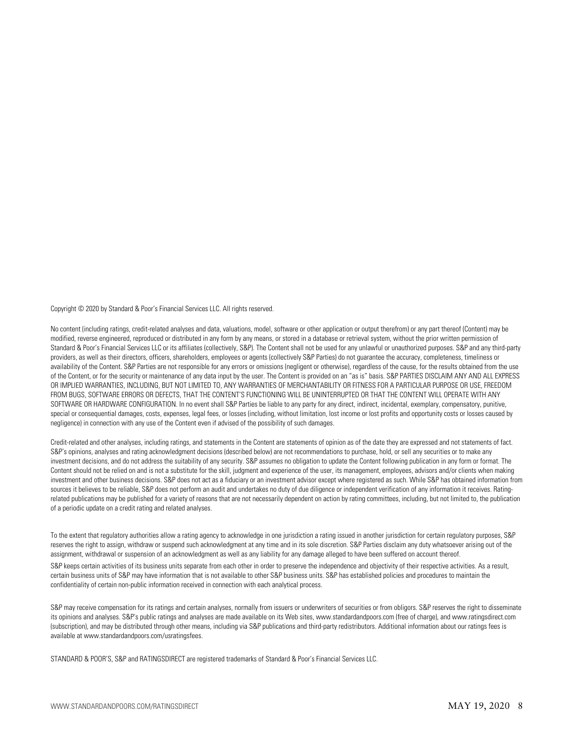Copyright © 2020 by Standard & Poor's Financial Services LLC. All rights reserved.

No content (including ratings, credit-related analyses and data, valuations, model, software or other application or output therefrom) or any part thereof (Content) may be modified, reverse engineered, reproduced or distributed in any form by any means, or stored in a database or retrieval system, without the prior written permission of Standard & Poor's Financial Services LLC or its affiliates (collectively, S&P). The Content shall not be used for any unlawful or unauthorized purposes. S&P and any third-party providers, as well as their directors, officers, shareholders, employees or agents (collectively S&P Parties) do not guarantee the accuracy, completeness, timeliness or availability of the Content. S&P Parties are not responsible for any errors or omissions (negligent or otherwise), regardless of the cause, for the results obtained from the use of the Content, or for the security or maintenance of any data input by the user. The Content is provided on an "as is" basis. S&P PARTIES DISCLAIM ANY AND ALL EXPRESS OR IMPLIED WARRANTIES, INCLUDING, BUT NOT LIMITED TO, ANY WARRANTIES OF MERCHANTABILITY OR FITNESS FOR A PARTICULAR PURPOSE OR USE, FREEDOM FROM BUGS, SOFTWARE ERRORS OR DEFECTS, THAT THE CONTENT'S FUNCTIONING WILL BE UNINTERRUPTED OR THAT THE CONTENT WILL OPERATE WITH ANY SOFTWARE OR HARDWARE CONFIGURATION. In no event shall S&P Parties be liable to any party for any direct, indirect, incidental, exemplary, compensatory, punitive, special or consequential damages, costs, expenses, legal fees, or losses (including, without limitation, lost income or lost profits and opportunity costs or losses caused by negligence) in connection with any use of the Content even if advised of the possibility of such damages.

Credit-related and other analyses, including ratings, and statements in the Content are statements of opinion as of the date they are expressed and not statements of fact. S&P's opinions, analyses and rating acknowledgment decisions (described below) are not recommendations to purchase, hold, or sell any securities or to make any investment decisions, and do not address the suitability of any security. S&P assumes no obligation to update the Content following publication in any form or format. The Content should not be relied on and is not a substitute for the skill, judgment and experience of the user, its management, employees, advisors and/or clients when making investment and other business decisions. S&P does not act as a fiduciary or an investment advisor except where registered as such. While S&P has obtained information from sources it believes to be reliable, S&P does not perform an audit and undertakes no duty of due diligence or independent verification of any information it receives. Rating-related publications may be published for a variety of reasons that are not necessarily dependent on action by rating committees, including, but not limited to, the publication of a periodic update on a credit rating and related analyses.

To the extent that regulatory authorities allow a rating agency to acknowledge in one jurisdiction a rating issued in another jurisdiction for certain regulatory purposes, S&P reserves the right to assign, withdraw or suspend such acknowledgment at any time and in its sole discretion. S&P Parties disclaim any duty whatsoever arising out of the assignment, withdrawal or suspension of an acknowledgment as well as any liability for any damage alleged to have been suffered on account thereof.

S&P keeps certain activities of its business units separate from each other in order to preserve the independence and objectivity of their respective activities. As a result, certain business units of S&P may have information that is not available to other S&P business units. S&P has established policies and procedures to maintain the confidentiality of certain non-public information received in connection with each analytical process.

S&P may receive compensation for its ratings and certain analyses, normally from issuers or underwriters of securities or from obligors. S&P reserves the right to disseminate its opinions and analyses. S&P's public ratings and analyses are made available on its Web sites, www.standardandpoors.com (free of charge), and www.ratingsdirect.com (subscription), and may be distributed through other means, including via S&P publications and third-party redistributors. Additional information about our ratings fees is available at www.standardandpoors.com/usratingsfees.

STANDARD & POOR'S, S&P and RATINGSDIRECT are registered trademarks of Standard & Poor's Financial Services LLC.